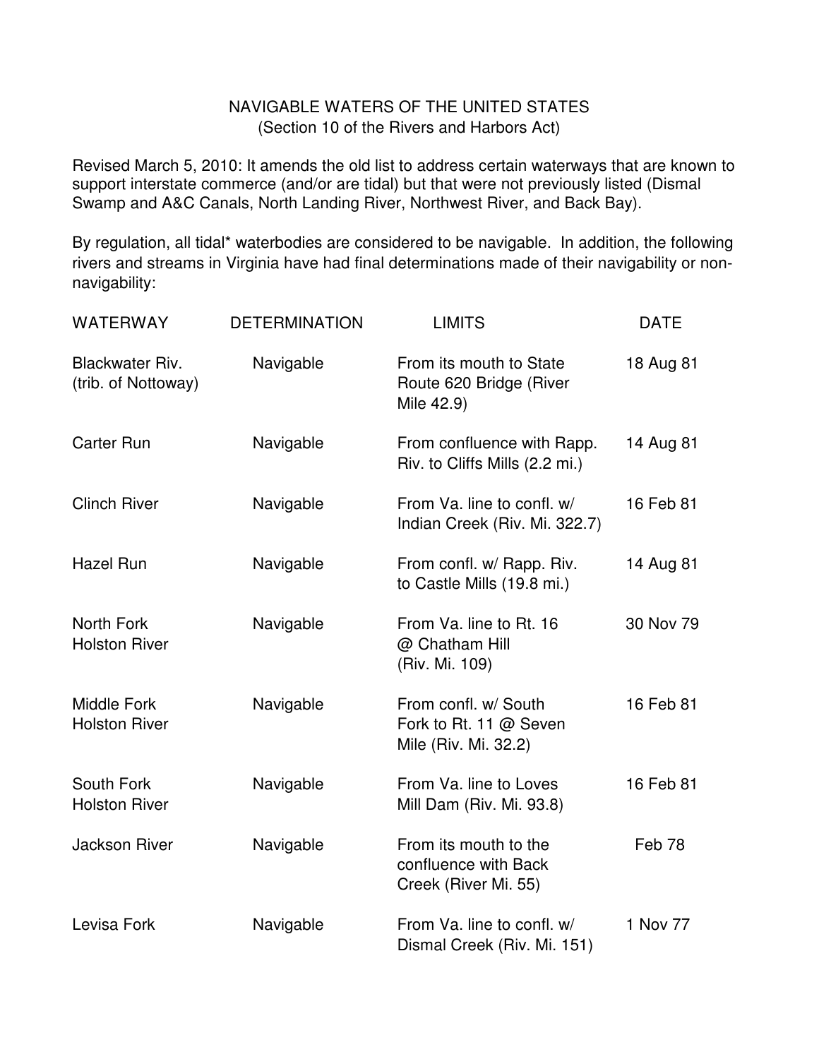# NAVIGABLE WATERS OF THE UNITED STATES
(Section 10 of the Rivers and Harbors Act)

Revised March 5, 2010: It amends the old list to address certain waterways that are known to support interstate commerce (and/or are tidal) but that were not previously listed (Dismal Swamp and A&C Canals, North Landing River, Northwest River, and Back Bay).

By regulation, all tidal* waterbodies are considered to be navigable. In addition, the following rivers and streams in Virginia have had final determinations made of their navigability or non-navigability:

| WATERWAY | DETERMINATION | LIMITS | DATE |
| --- | --- | --- | --- |
| Blackwater Riv. (trib. of Nottoway) | Navigable | From its mouth to State Route 620 Bridge (River Mile 42.9) | 18 Aug 81 |
| Carter Run | Navigable | From confluence with Rapp. Riv. to Cliffs Mills (2.2 mi.) | 14 Aug 81 |
| Clinch River | Navigable | From Va. line to confl. w/ Indian Creek (Riv. Mi. 322.7) | 16 Feb 81 |
| Hazel Run | Navigable | From confl. w/ Rapp. Riv. to Castle Mills (19.8 mi.) | 14 Aug 81 |
| North Fork Holston River | Navigable | From Va. line to Rt. 16 @ Chatham Hill (Riv. Mi. 109) | 30 Nov 79 |
| Middle Fork Holston River | Navigable | From confl. w/ South Fork to Rt. 11 @ Seven Mile (Riv. Mi. 32.2) | 16 Feb 81 |
| South Fork Holston River | Navigable | From Va. line to Loves Mill Dam (Riv. Mi. 93.8) | 16 Feb 81 |
| Jackson River | Navigable | From its mouth to the confluence with Back Creek (River Mi. 55) | Feb 78 |
| Levisa Fork | Navigable | From Va. line to confl. w/ Dismal Creek (Riv. Mi. 151) | 1 Nov 77 |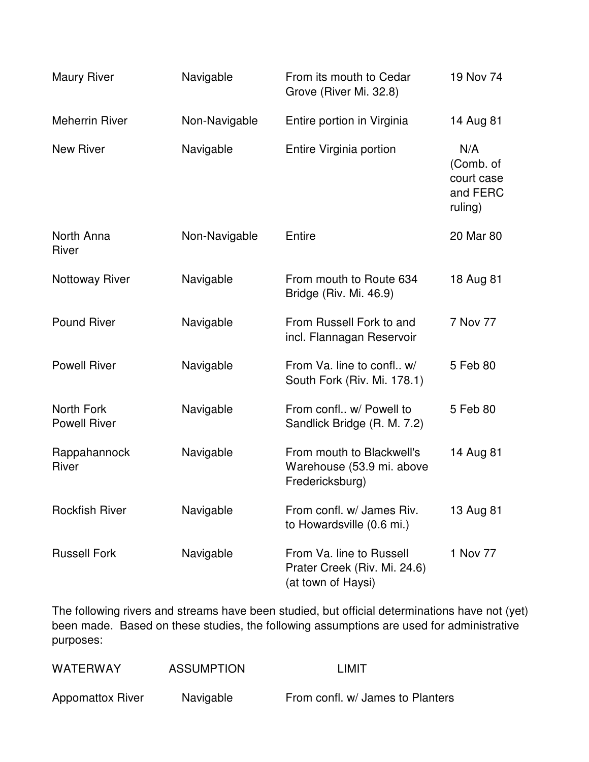| | | | |
|---|---|---|---|
| Maury River | Navigable | From its mouth to Cedar Grove (River Mi. 32.8) | 19 Nov 74 |
| Meherrin River | Non-Navigable | Entire portion in Virginia | 14 Aug 81 |
| New River | Navigable | Entire Virginia portion | N/A (Comb. of court case and FERC ruling) |
| North Anna River | Non-Navigable | Entire | 20 Mar 80 |
| Nottoway River | Navigable | From mouth to Route 634 Bridge (Riv. Mi. 46.9) | 18 Aug 81 |
| Pound River | Navigable | From Russell Fork to and incl. Flannagan Reservoir | 7 Nov 77 |
| Powell River | Navigable | From Va. line to confl.. w/ South Fork (Riv. Mi. 178.1) | 5 Feb 80 |
| North Fork Powell River | Navigable | From confl.. w/ Powell to Sandlick Bridge (R. M. 7.2) | 5 Feb 80 |
| Rappahannock River | Navigable | From mouth to Blackwell's Warehouse (53.9 mi. above Fredericksburg) | 14 Aug 81 |
| Rockfish River | Navigable | From confl. w/ James Riv. to Howardsville (0.6 mi.) | 13 Aug 81 |
| Russell Fork | Navigable | From Va. line to Russell Prater Creek (Riv. Mi. 24.6) (at town of Haysi) | 1 Nov 77 |

The following rivers and streams have been studied, but official determinations have not (yet) been made. Based on these studies, the following assumptions are used for administrative purposes:

| WATERWAY | ASSUMPTION | LIMIT |
|---|---|---|
| Appomattox River | Navigable | From confl. w/ James to Planters |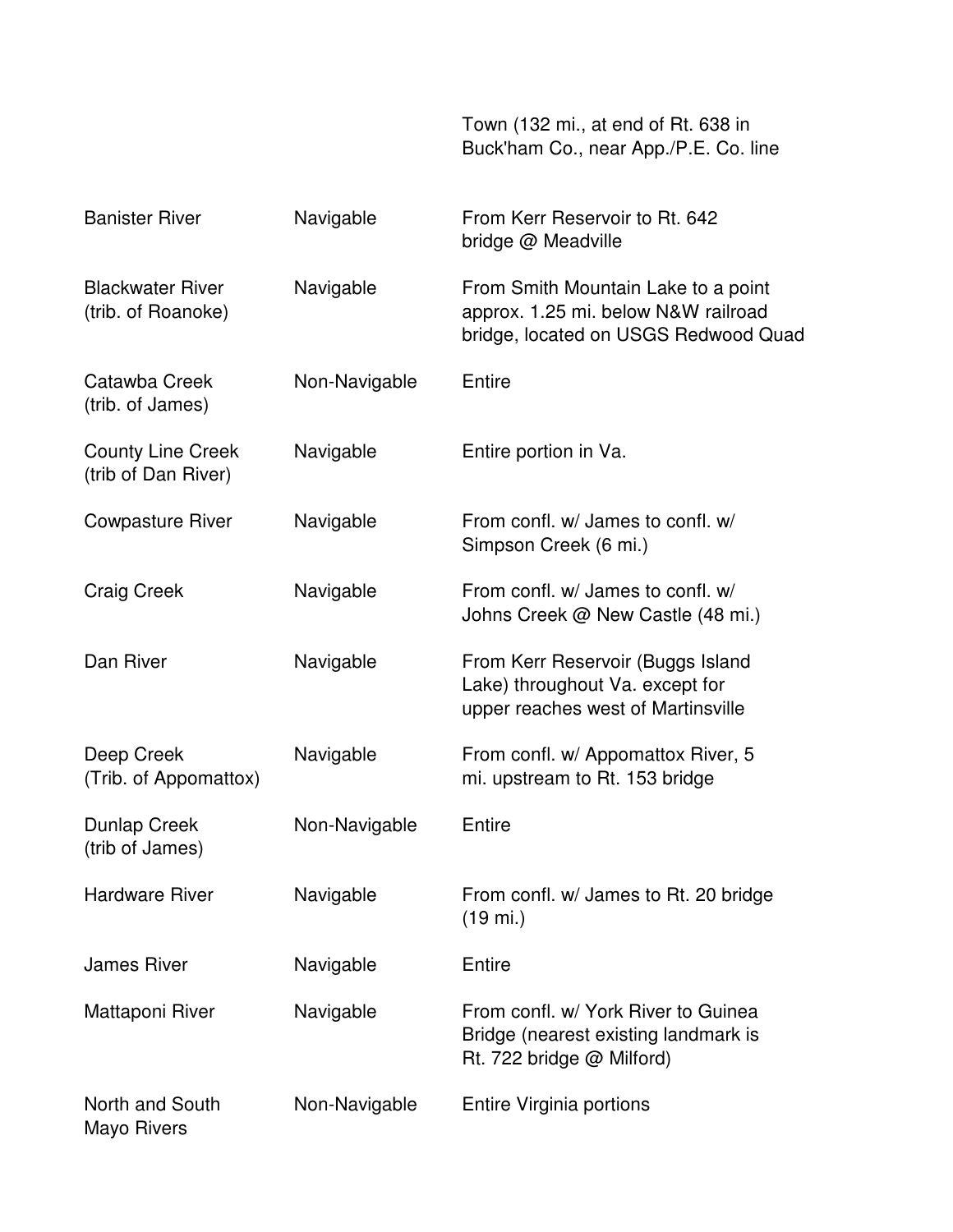| | | Town (132 mi., at end of Rt. 638 in Buck'ham Co., near App./P.E. Co. line |
|---|---|---|
| Banister River | Navigable | From Kerr Reservoir to Rt. 642 bridge @ Meadville |
| Blackwater River (trib. of Roanoke) | Navigable | From Smith Mountain Lake to a point approx. 1.25 mi. below N&W railroad bridge, located on USGS Redwood Quad |
| Catawba Creek (trib. of James) | Non-Navigable | Entire |
| County Line Creek (trib of Dan River) | Navigable | Entire portion in Va. |
| Cowpasture River | Navigable | From confl. w/ James to confl. w/ Simpson Creek (6 mi.) |
| Craig Creek | Navigable | From confl. w/ James to confl. w/ Johns Creek @ New Castle (48 mi.) |
| Dan River | Navigable | From Kerr Reservoir (Buggs Island Lake) throughout Va. except for upper reaches west of Martinsville |
| Deep Creek (Trib. of Appomattox) | Navigable | From confl. w/ Appomattox River, 5 mi. upstream to Rt. 153 bridge |
| Dunlap Creek (trib of James) | Non-Navigable | Entire |
| Hardware River | Navigable | From confl. w/ James to Rt. 20 bridge (19 mi.) |
| James River | Navigable | Entire |
| Mattaponi River | Navigable | From confl. w/ York River to Guinea Bridge (nearest existing landmark is Rt. 722 bridge @ Milford) |
| North and South Mayo Rivers | Non-Navigable | Entire Virginia portions |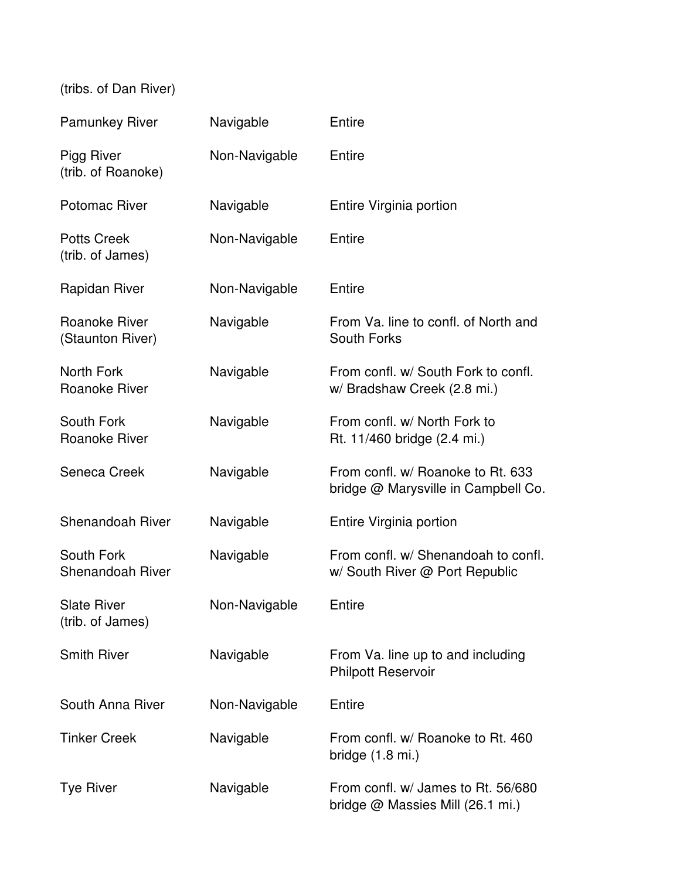(tribs. of Dan River)

| | | |
|---|---|---|
| Pamunkey River | Navigable | Entire |
| Pigg River (trib. of Roanoke) | Non-Navigable | Entire |
| Potomac River | Navigable | Entire Virginia portion |
| Potts Creek (trib. of James) | Non-Navigable | Entire |
| Rapidan River | Non-Navigable | Entire |
| Roanoke River (Staunton River) | Navigable | From Va. line to confl. of North and South Forks |
| North Fork Roanoke River | Navigable | From confl. w/ South Fork to confl. w/ Bradshaw Creek (2.8 mi.) |
| South Fork Roanoke River | Navigable | From confl. w/ North Fork to Rt. 11/460 bridge (2.4 mi.) |
| Seneca Creek | Navigable | From confl. w/ Roanoke to Rt. 633 bridge @ Marysville in Campbell Co. |
| Shenandoah River | Navigable | Entire Virginia portion |
| South Fork Shenandoah River | Navigable | From confl. w/ Shenandoah to confl. w/ South River @ Port Republic |
| Slate River (trib. of James) | Non-Navigable | Entire |
| Smith River | Navigable | From Va. line up to and including Philpott Reservoir |
| South Anna River | Non-Navigable | Entire |
| Tinker Creek | Navigable | From confl. w/ Roanoke to Rt. 460 bridge (1.8 mi.) |
| Tye River | Navigable | From confl. w/ James to Rt. 56/680 bridge @ Massies Mill (26.1 mi.) |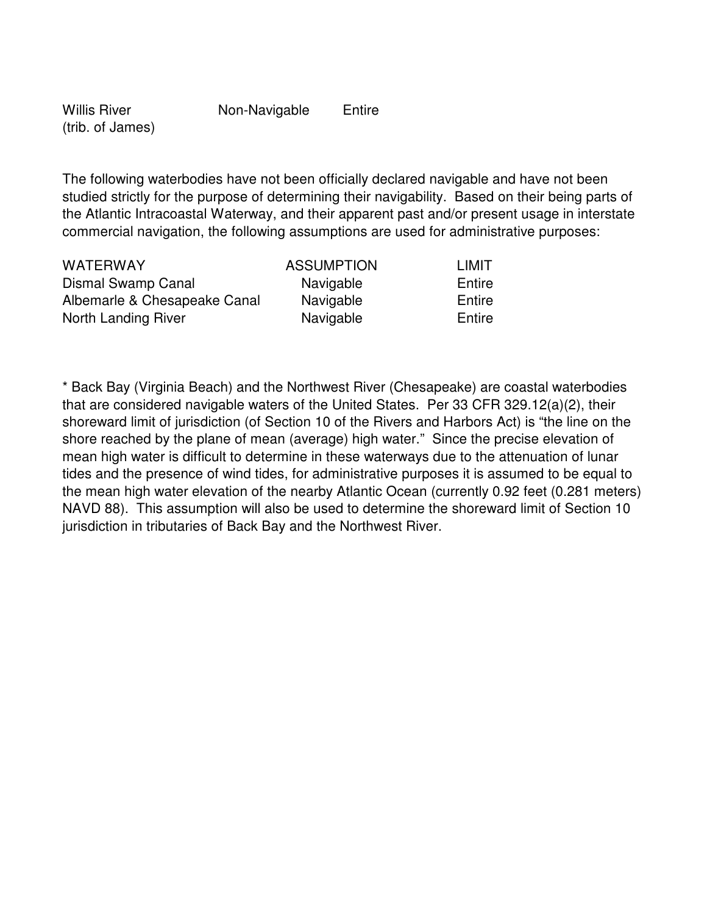| | | |
|---|---|---|
| Willis River (trib. of James) | Non-Navigable | Entire |

The following waterbodies have not been officially declared navigable and have not been studied strictly for the purpose of determining their navigability. Based on their being parts of the Atlantic Intracoastal Waterway, and their apparent past and/or present usage in interstate commercial navigation, the following assumptions are used for administrative purposes:

| WATERWAY | ASSUMPTION | LIMIT |
|---|---|---|
| Dismal Swamp Canal | Navigable | Entire |
| Albemarle & Chesapeake Canal | Navigable | Entire |
| North Landing River | Navigable | Entire |

* Back Bay (Virginia Beach) and the Northwest River (Chesapeake) are coastal waterbodies that are considered navigable waters of the United States. Per 33 CFR 329.12(a)(2), their shoreward limit of jurisdiction (of Section 10 of the Rivers and Harbors Act) is "the line on the shore reached by the plane of mean (average) high water." Since the precise elevation of mean high water is difficult to determine in these waterways due to the attenuation of lunar tides and the presence of wind tides, for administrative purposes it is assumed to be equal to the mean high water elevation of the nearby Atlantic Ocean (currently 0.92 feet (0.281 meters) NAVD 88). This assumption will also be used to determine the shoreward limit of Section 10 jurisdiction in tributaries of Back Bay and the Northwest River.